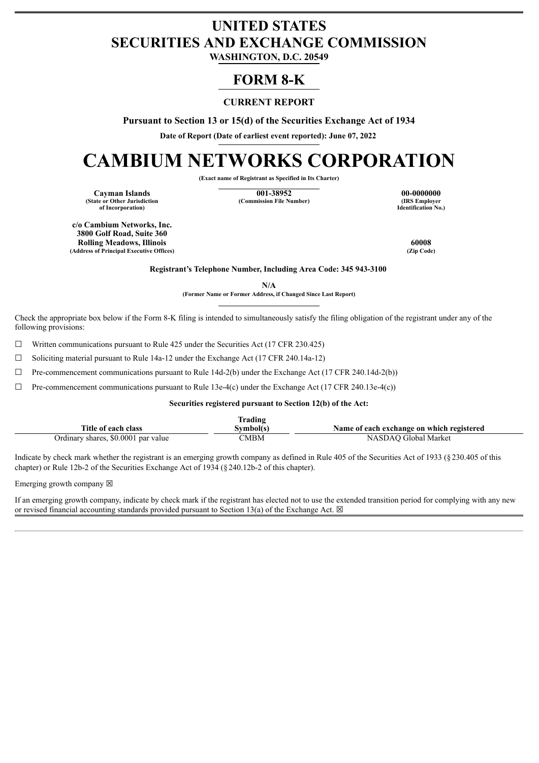# UNITED STATES
# SECURITIES AND EXCHANGE COMMISSION

**WASHINGTON, D.C. 20549**

# FORM 8-K

**CURRENT REPORT**

**Pursuant to Section 13 or 15(d) of the Securities Exchange Act of 1934**

**Date of Report (Date of earliest event reported): June 07, 2022**

# CAMBIUM NETWORKS CORPORATION

**(Exact name of Registrant as Specified in Its Charter)**

| Cayman Islands | 001-38952 | 00-0000000 |
|---|---|---|
| (State or Other Jurisdiction of Incorporation) | (Commission File Number) | (IRS Employer Identification No.) |

| c/o Cambium Networks, Inc. 3800 Golf Road, Suite 360 Rolling Meadows, Illinois | 60008 |
|---|---|
| (Address of Principal Executive Offices) | (Zip Code) |

**Registrant's Telephone Number, Including Area Code: 345 943-3100**

N/A

**(Former Name or Former Address, if Changed Since Last Report)**

Check the appropriate box below if the Form 8-K filing is intended to simultaneously satisfy the filing obligation of the registrant under any of the following provisions:

☐ Written communications pursuant to Rule 425 under the Securities Act (17 CFR 230.425)

☐ Soliciting material pursuant to Rule 14a-12 under the Exchange Act (17 CFR 240.14a-12)

☐ Pre-commencement communications pursuant to Rule 14d-2(b) under the Exchange Act (17 CFR 240.14d-2(b))

☐ Pre-commencement communications pursuant to Rule 13e-4(c) under the Exchange Act (17 CFR 240.13e-4(c))

**Securities registered pursuant to Section 12(b) of the Act:**

| Title of each class | Trading Symbol(s) | Name of each exchange on which registered |
|---|---|---|
| Ordinary shares, $0.0001 par value | CMBM | NASDAQ Global Market |

Indicate by check mark whether the registrant is an emerging growth company as defined in Rule 405 of the Securities Act of 1933 (§230.405 of this chapter) or Rule 12b-2 of the Securities Exchange Act of 1934 (§240.12b-2 of this chapter).

Emerging growth company ☒

If an emerging growth company, indicate by check mark if the registrant has elected not to use the extended transition period for complying with any new or revised financial accounting standards provided pursuant to Section 13(a) of the Exchange Act. ☒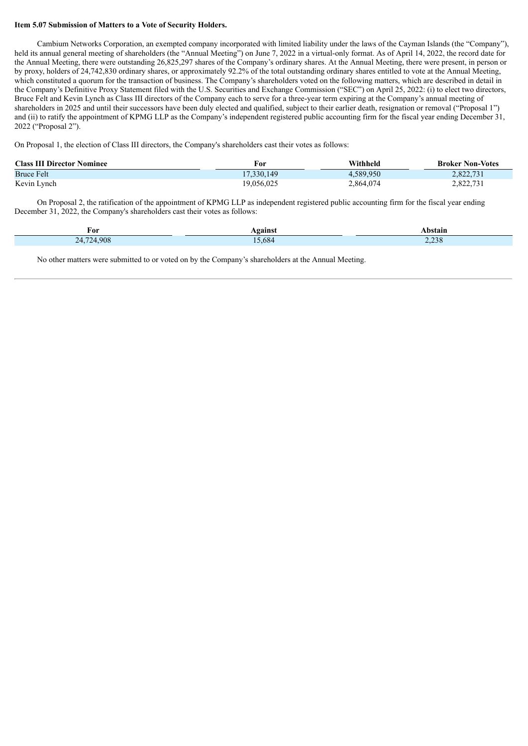**Item 5.07 Submission of Matters to a Vote of Security Holders.**

Cambium Networks Corporation, an exempted company incorporated with limited liability under the laws of the Cayman Islands (the "Company"), held its annual general meeting of shareholders (the "Annual Meeting") on June 7, 2022 in a virtual-only format. As of April 14, 2022, the record date for the Annual Meeting, there were outstanding 26,825,297 shares of the Company's ordinary shares. At the Annual Meeting, there were present, in person or by proxy, holders of 24,742,830 ordinary shares, or approximately 92.2% of the total outstanding ordinary shares entitled to vote at the Annual Meeting, which constituted a quorum for the transaction of business. The Company's shareholders voted on the following matters, which are described in detail in the Company's Definitive Proxy Statement filed with the U.S. Securities and Exchange Commission ("SEC") on April 25, 2022: (i) to elect two directors, Bruce Felt and Kevin Lynch as Class III directors of the Company each to serve for a three-year term expiring at the Company's annual meeting of shareholders in 2025 and until their successors have been duly elected and qualified, subject to their earlier death, resignation or removal ("Proposal 1") and (ii) to ratify the appointment of KPMG LLP as the Company's independent registered public accounting firm for the fiscal year ending December 31, 2022 ("Proposal 2").

On Proposal 1, the election of Class III directors, the Company's shareholders cast their votes as follows:

| Class III Director Nominee | For | Withheld | Broker Non-Votes |
|---|---|---|---|
| Bruce Felt | 17,330,149 | 4,589,950 | 2,822,731 |
| Kevin Lynch | 19,056,025 | 2,864,074 | 2,822,731 |

On Proposal 2, the ratification of the appointment of KPMG LLP as independent registered public accounting firm for the fiscal year ending December 31, 2022, the Company's shareholders cast their votes as follows:

| For | Against | Abstain |
|---|---|---|
| 24,724,908 | 15,684 | 2,238 |

No other matters were submitted to or voted on by the Company's shareholders at the Annual Meeting.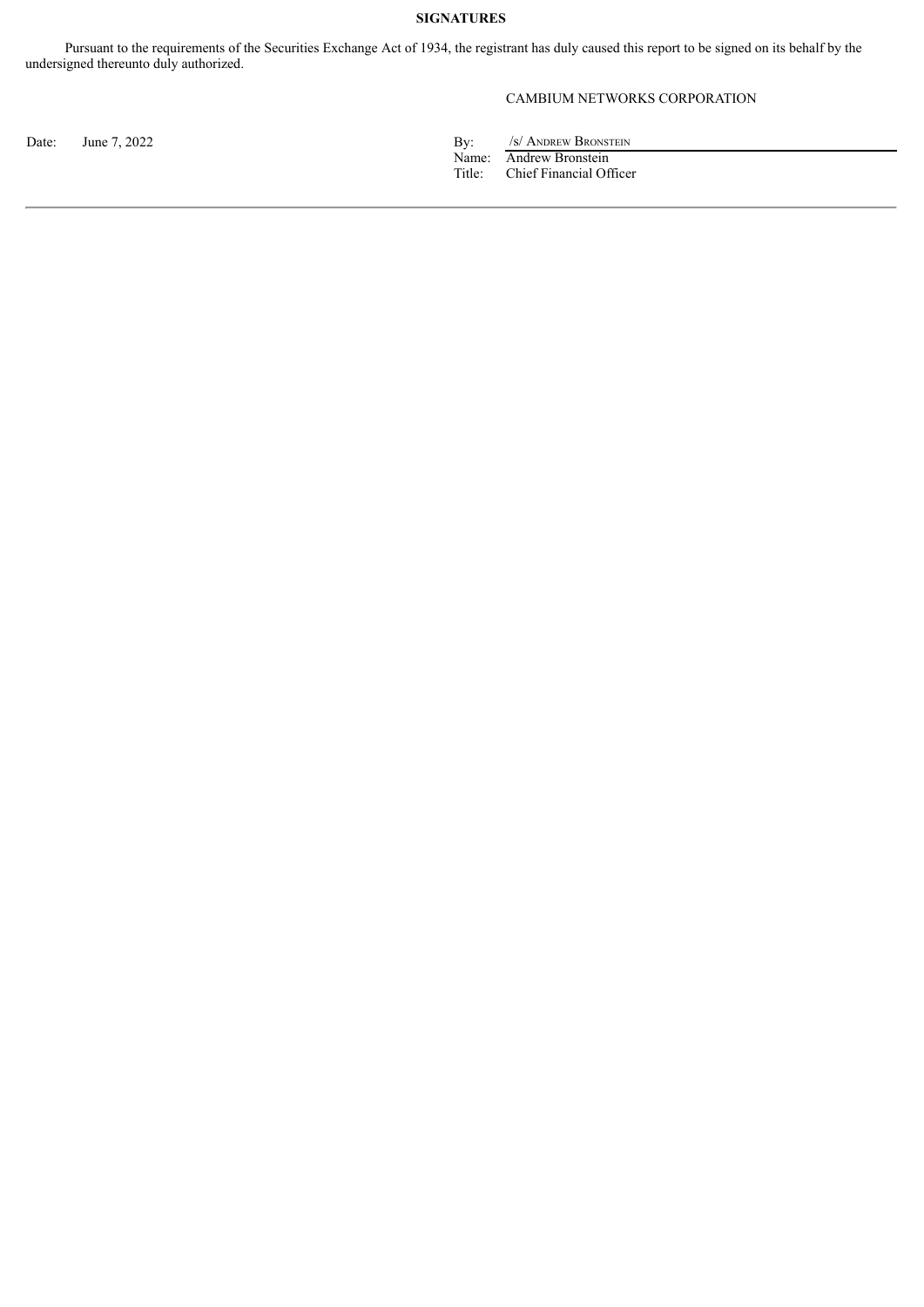**SIGNATURES**

Pursuant to the requirements of the Securities Exchange Act of 1934, the registrant has duly caused this report to be signed on its behalf by the undersigned thereunto duly authorized.

CAMBIUM NETWORKS CORPORATION

| | | | |
|---|---|---|---|
| Date: | June 7, 2022 | By: | /s/ ANDREW BRONSTEIN |
| | | Name: | Andrew Bronstein |
| | | Title: | Chief Financial Officer |